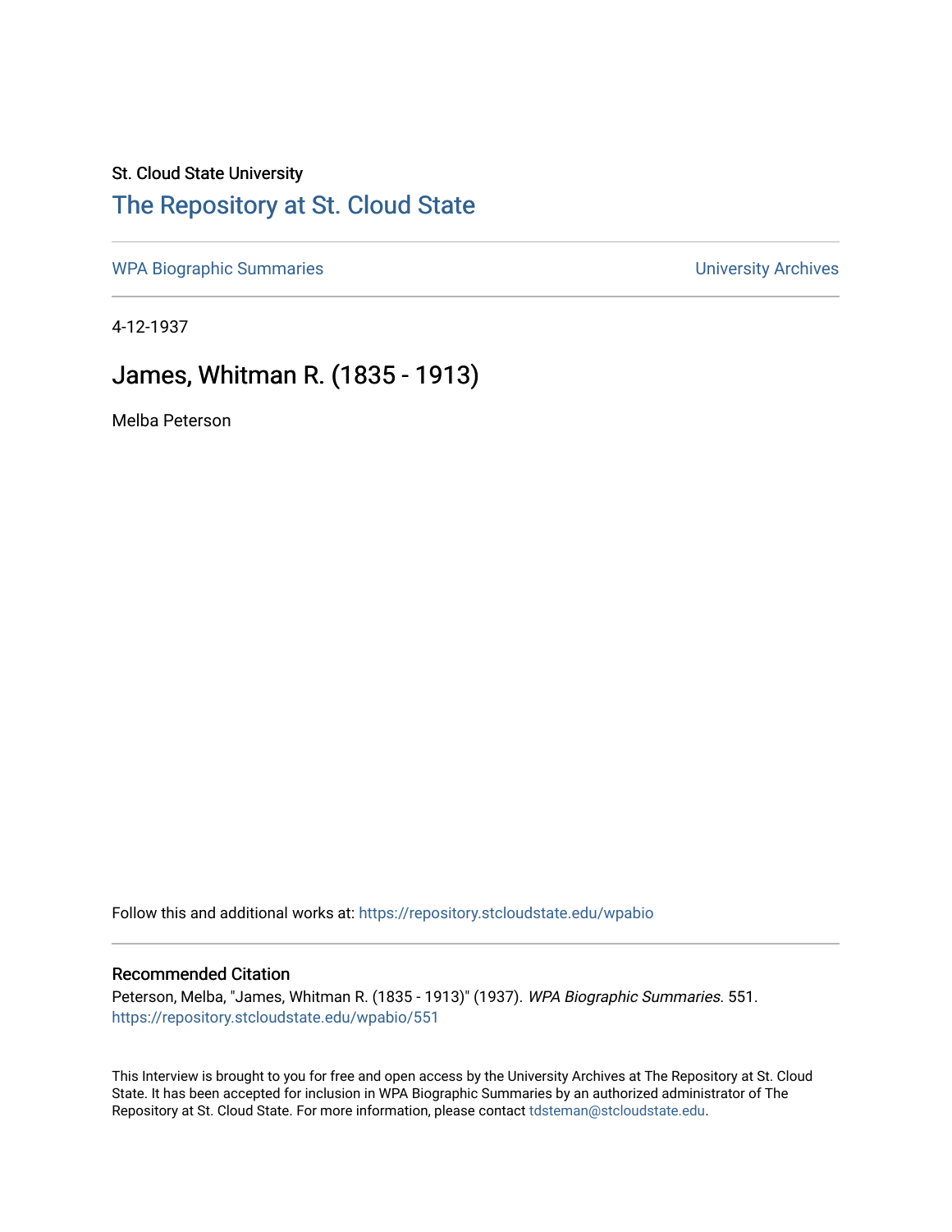St. Cloud State University

# The Repository at St. Cloud State

WPA Biographic Summaries

University Archives

4-12-1937

## James, Whitman R. (1835 - 1913)

Melba Peterson

Follow this and additional works at: https://repository.stcloudstate.edu/wpabio

### Recommended Citation

Peterson, Melba, "James, Whitman R. (1835 - 1913)" (1937). *WPA Biographic Summaries*. 551.
https://repository.stcloudstate.edu/wpabio/551

This Interview is brought to you for free and open access by the University Archives at The Repository at St. Cloud State. It has been accepted for inclusion in WPA Biographic Summaries by an authorized administrator of The Repository at St. Cloud State. For more information, please contact tdsteman@stcloudstate.edu.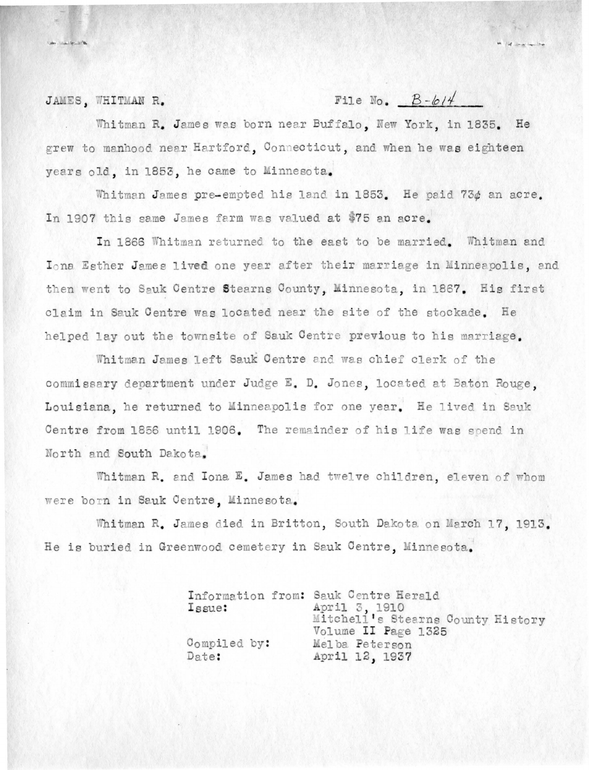JAMES, WHITMAN R. File No. B-614

Whitman R. James was born near Buffalo, New York, in 1835. He grew to manhood near Hartford, Connecticut, and when he was eighteen years old, in 1853, he came to Minnesota.

Whitman James pre-empted his land in 1853. He paid 73¢ an acre. In 1907 this same James farm was valued at $75 an acre.

In 1866 Whitman returned to the east to be married. Whitman and Iona Esther James lived one year after their marriage in Minneapolis, and then went to Sauk Centre Stearns County, Minnesota, in 1867. His first claim in Sauk Centre was located near the site of the stockade. He helped lay out the townsite of Sauk Centre previous to his marriage.

Whitman James left Sauk Centre and was chief clerk of the commissary department under Judge E. D. Jones, located at Baton Rouge, Louisiana, he returned to Minneapolis for one year. He lived in Sauk Centre from 1856 until 1906. The remainder of his life was spend in North and South Dakota.

Whitman R. and Iona E. James had twelve children, eleven of whom were born in Sauk Centre, Minnesota.

Whitman R. James died in Britton, South Dakota on March 17, 1913. He is buried in Greenwood cemetery in Sauk Centre, Minnesota.

Information from: Sauk Centre Herald
Issue: April 3, 1910
Mitchell's Stearns County History
Volume II Page 1325
Compiled by: Melba Peterson
Date: April 12, 1937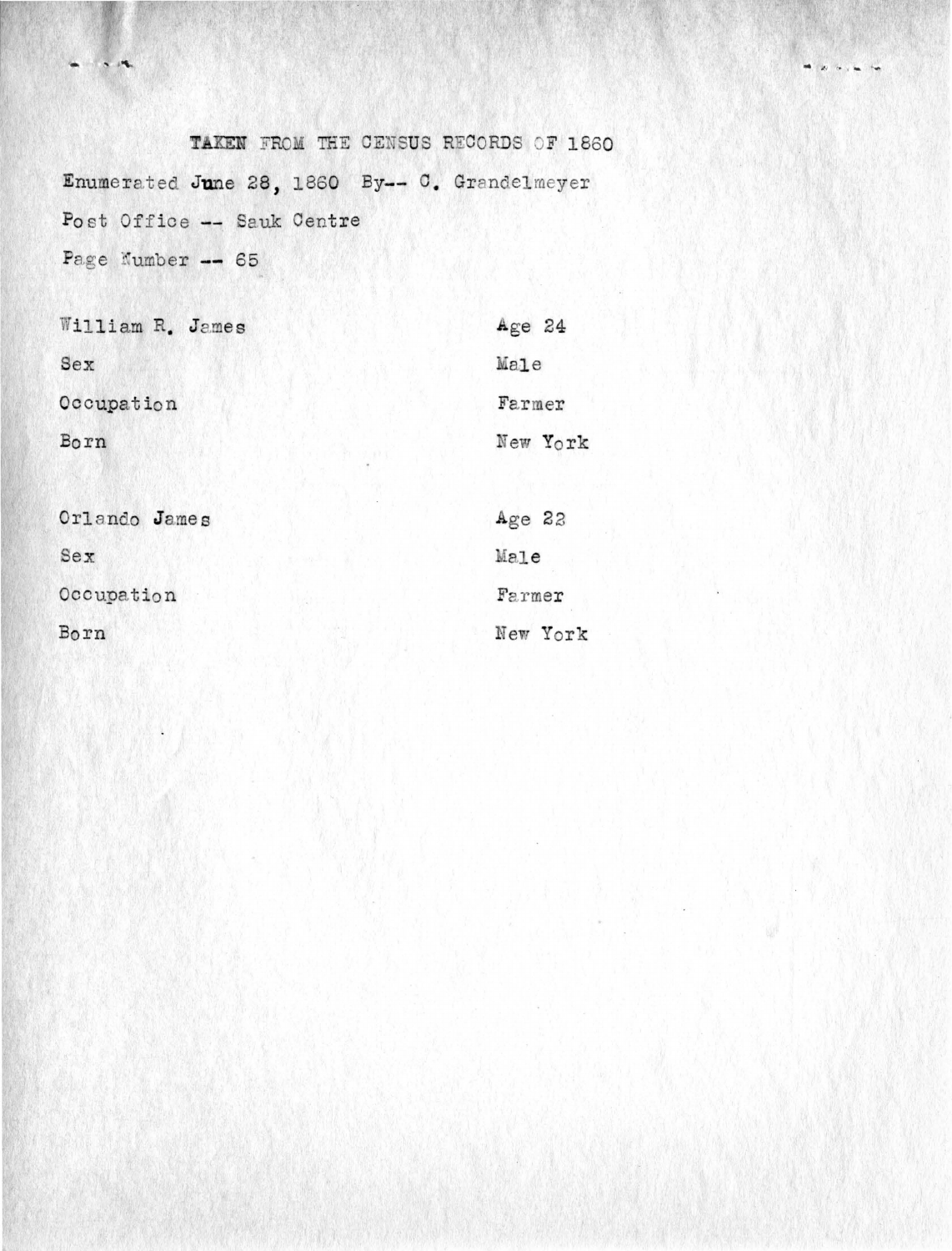TAKEN FROM THE CENSUS RECORDS OF 1860

Enumerated June 28, 1860 By-- C. Grandelmeyer

Post Office -- Sauk Centre

Page Number -- 65

| | |
|---|---|
| William R. James | Age 24 |
| Sex | Male |
| Occupation | Farmer |
| Born | New York |

| | |
|---|---|
| Orlando James | Age 22 |
| Sex | Male |
| Occupation | Farmer |
| Born | New York |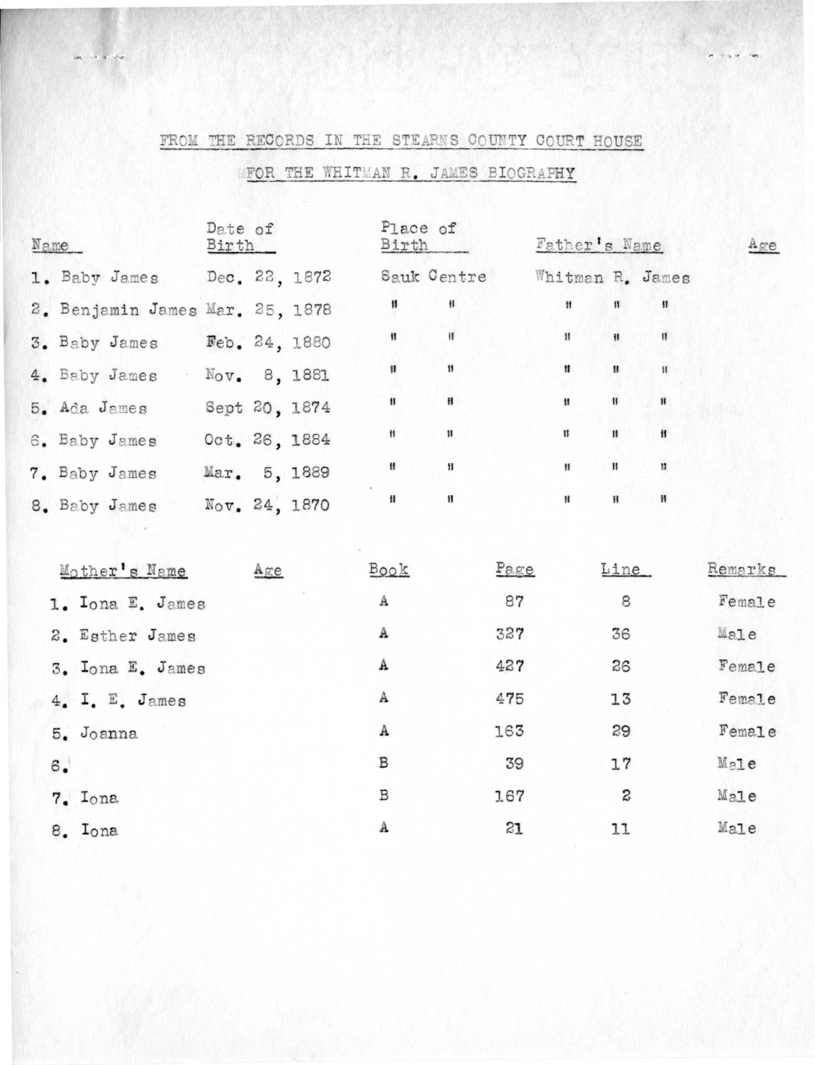FROM THE RECORDS IN THE STEARNS COUNTY COURT HOUSE

FOR THE WHITMAN R. JAMES BIOGRAPHY

| Name | Date of Birth | Place of Birth | Father's Name | Age |
|---|---|---|---|---|
| 1. Baby James | Dec. 22, 1872 | Sauk Centre | Whitman R. James | |
| 2. Benjamin James | Mar. 25, 1878 | " " | " " " | |
| 3. Baby James | Feb. 24, 1880 | " " | " " " | |
| 4. Baby James | Nov. 8, 1881 | " " | " " " | |
| 5. Ada James | Sept 20, 1874 | " " | " " " | |
| 6. Baby James | Oct. 26, 1884 | " " | " " " | |
| 7. Baby James | Mar. 5, 1889 | " " | " " " | |
| 8. Baby James | Nov. 24, 1870 | " " | " " " | |

| Mother's Name | Age | Book | Page | Line | Remarks |
|---|---|---|---|---|---|
| 1. Iona E. James | | A | 87 | 8 | Female |
| 2. Esther James | | A | 327 | 36 | Male |
| 3. Iona E. James | | A | 427 | 26 | Female |
| 4. I. E. James | | A | 475 | 13 | Female |
| 5. Joanna | | A | 163 | 29 | Female |
| 6. | | B | 39 | 17 | Male |
| 7. Iona | | B | 167 | 2 | Male |
| 8. Iona | | A | 21 | 11 | Male |